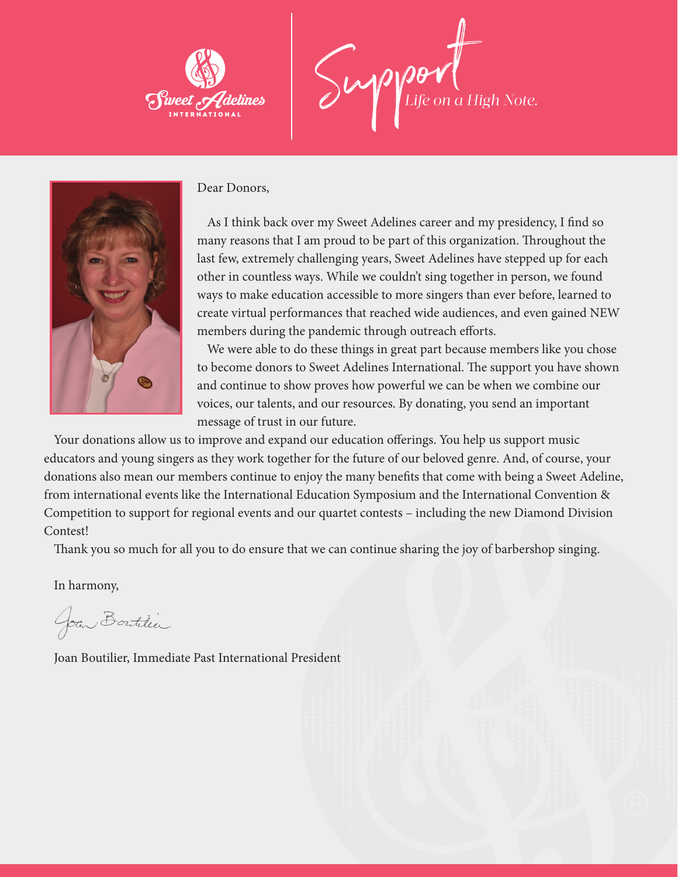Sweet Adelines INTERNATIONAL

# Support

*Life on a High Note.*

Dear Donors,

As I think back over my Sweet Adelines career and my presidency, I find so many reasons that I am proud to be part of this organization. Throughout the last few, extremely challenging years, Sweet Adelines have stepped up for each other in countless ways. While we couldn't sing together in person, we found ways to make education accessible to more singers than ever before, learned to create virtual performances that reached wide audiences, and even gained NEW members during the pandemic through outreach efforts.

We were able to do these things in great part because members like you chose to become donors to Sweet Adelines International. The support you have shown and continue to show proves how powerful we can be when we combine our voices, our talents, and our resources. By donating, you send an important message of trust in our future.

Your donations allow us to improve and expand our education offerings. You help us support music educators and young singers as they work together for the future of our beloved genre. And, of course, your donations also mean our members continue to enjoy the many benefits that come with being a Sweet Adeline, from international events like the International Education Symposium and the International Convention & Competition to support for regional events and our quartet contests – including the new Diamond Division Contest!

Thank you so much for all you to do ensure that we can continue sharing the joy of barbershop singing.

In harmony,

Joan Boutilier

Joan Boutilier, Immediate Past International President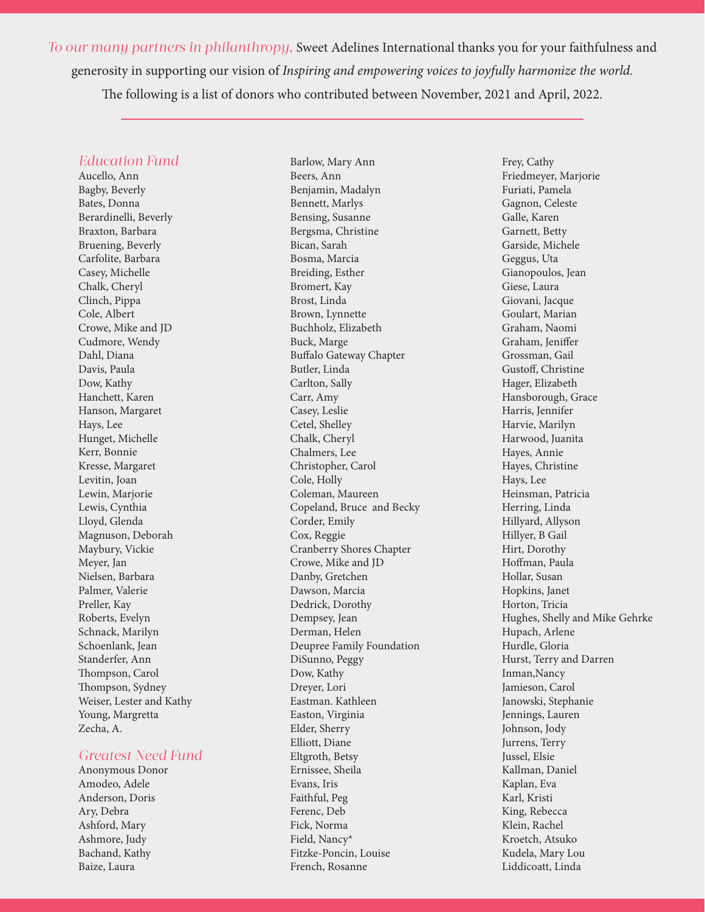*To our many partners in philanthropy,* Sweet Adelines International thanks you for your faithfulness and generosity in supporting our vision of *Inspiring and empowering voices to joyfully harmonize the world.*

The following is a list of donors who contributed between November, 2021 and April, 2022.

## Education Fund

Aucello, Ann
Bagby, Beverly
Bates, Donna
Berardinelli, Beverly
Braxton, Barbara
Bruening, Beverly
Carfolite, Barbara
Casey, Michelle
Chalk, Cheryl
Clinch, Pippa
Cole, Albert
Crowe, Mike and JD
Cudmore, Wendy
Dahl, Diana
Davis, Paula
Dow, Kathy
Hanchett, Karen
Hanson, Margaret
Hays, Lee
Hunget, Michelle
Kerr, Bonnie
Kresse, Margaret
Levitin, Joan
Lewin, Marjorie
Lewis, Cynthia
Lloyd, Glenda
Magnuson, Deborah
Maybury, Vickie
Meyer, Jan
Nielsen, Barbara
Palmer, Valerie
Preller, Kay
Roberts, Evelyn
Schnack, Marilyn
Schoenlank, Jean
Standerfer, Ann
Thompson, Carol
Thompson, Sydney
Weiser, Lester and Kathy
Young, Margretta
Zecha, A.

## Greatest Need Fund

Anonymous Donor
Amodeo, Adele
Anderson, Doris
Ary, Debra
Ashford, Mary
Ashmore, Judy
Bachand, Kathy
Baize, Laura
Barlow, Mary Ann
Beers, Ann
Benjamin, Madalyn
Bennett, Marlys
Bensing, Susanne
Bergsma, Christine
Bican, Sarah
Bosma, Marcia
Breiding, Esther
Bromert, Kay
Brost, Linda
Brown, Lynnette
Buchholz, Elizabeth
Buck, Marge
Buffalo Gateway Chapter
Butler, Linda
Carlton, Sally
Carr, Amy
Casey, Leslie
Cetel, Shelley
Chalk, Cheryl
Chalmers, Lee
Christopher, Carol
Cole, Holly
Coleman, Maureen
Copeland, Bruce and Becky
Corder, Emily
Cox, Reggie
Cranberry Shores Chapter
Crowe, Mike and JD
Danby, Gretchen
Dawson, Marcia
Dedrick, Dorothy
Dempsey, Jean
Derman, Helen
Deupree Family Foundation
DiSunno, Peggy
Dow, Kathy
Dreyer, Lori
Eastman. Kathleen
Easton, Virginia
Elder, Sherry
Elliott, Diane
Eltgroth, Betsy
Ernissee, Sheila
Evans, Iris
Faithful, Peg
Ferenc, Deb
Fick, Norma
Field, Nancy*
Fitzke-Poncin, Louise
French, Rosanne
Frey, Cathy
Friedmeyer, Marjorie
Furiati, Pamela
Gagnon, Celeste
Galle, Karen
Garnett, Betty
Garside, Michele
Geggus, Uta
Gianopoulos, Jean
Giese, Laura
Giovani, Jacque
Goulart, Marian
Graham, Naomi
Graham, Jeniffer
Grossman, Gail
Gustoff, Christine
Hager, Elizabeth
Hansborough, Grace
Harris, Jennifer
Harvie, Marilyn
Harwood, Juanita
Hayes, Annie
Hayes, Christine
Hays, Lee
Heinsman, Patricia
Herring, Linda
Hillyard, Allyson
Hillyer, B Gail
Hirt, Dorothy
Hoffman, Paula
Hollar, Susan
Hopkins, Janet
Horton, Tricia
Hughes, Shelly and Mike Gehrke
Hupach, Arlene
Hurdle, Gloria
Hurst, Terry and Darren
Inman,Nancy
Jamieson, Carol
Janowski, Stephanie
Jennings, Lauren
Johnson, Jody
Jurrens, Terry
Jussel, Elsie
Kallman, Daniel
Kaplan, Eva
Karl, Kristi
King, Rebecca
Klein, Rachel
Kroetch, Atsuko
Kudela, Mary Lou
Liddicoatt, Linda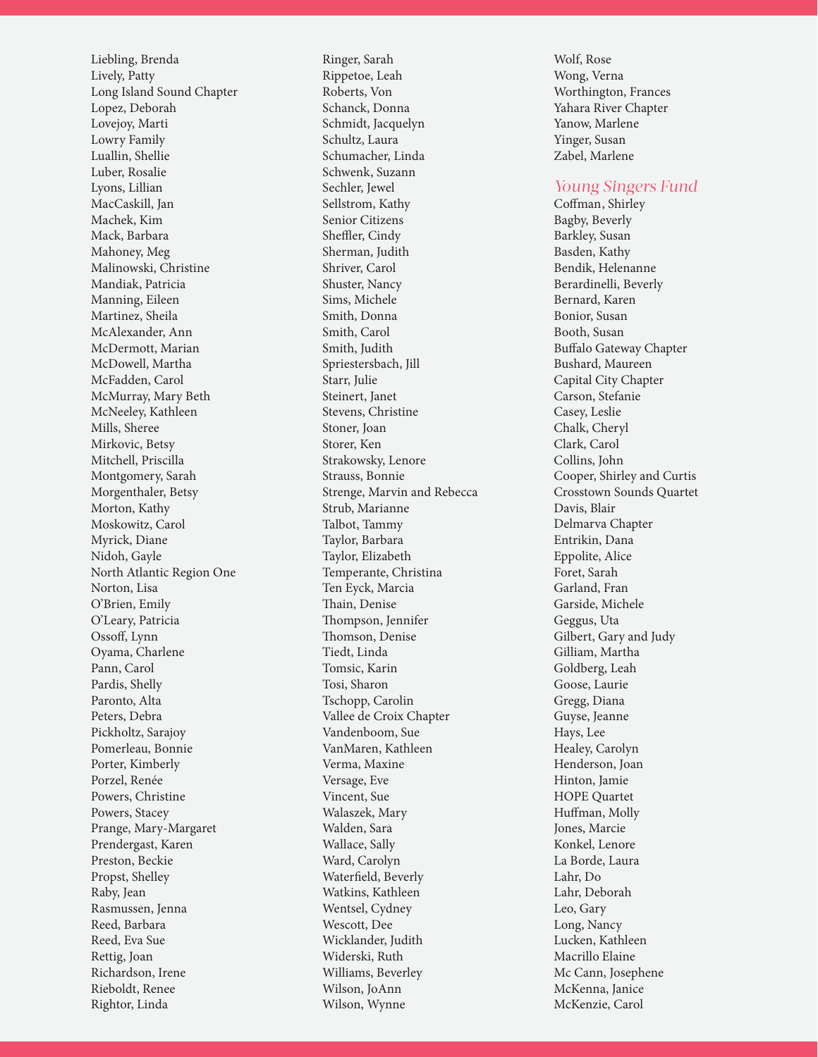Liebling, Brenda
Lively, Patty
Long Island Sound Chapter
Lopez, Deborah
Lovejoy, Marti
Lowry Family
Luallin, Shellie
Luber, Rosalie
Lyons, Lillian
MacCaskill, Jan
Machek, Kim
Mack, Barbara
Mahoney, Meg
Malinowski, Christine
Mandiak, Patricia
Manning, Eileen
Martinez, Sheila
McAlexander, Ann
McDermott, Marian
McDowell, Martha
McFadden, Carol
McMurray, Mary Beth
McNeeley, Kathleen
Mills, Sheree
Mirkovic, Betsy
Mitchell, Priscilla
Montgomery, Sarah
Morgenthaler, Betsy
Morton, Kathy
Moskowitz, Carol
Myrick, Diane
Nidoh, Gayle
North Atlantic Region One
Norton, Lisa
O'Brien, Emily
O'Leary, Patricia
Ossoff, Lynn
Oyama, Charlene
Pann, Carol
Pardis, Shelly
Paronto, Alta
Peters, Debra
Pickholtz, Sarajoy
Pomerleau, Bonnie
Porter, Kimberly
Porzel, Renée
Powers, Christine
Powers, Stacey
Prange, Mary-Margaret
Prendergast, Karen
Preston, Beckie
Propst, Shelley
Raby, Jean
Rasmussen, Jenna
Reed, Barbara
Reed, Eva Sue
Rettig, Joan
Richardson, Irene
Rieboldt, Renee
Rightor, Linda
Ringer, Sarah
Rippetoe, Leah
Roberts, Von
Schanck, Donna
Schmidt, Jacquelyn
Schultz, Laura
Schumacher, Linda
Schwenk, Suzann
Sechler, Jewel
Sellstrom, Kathy
Senior Citizens
Sheffler, Cindy
Sherman, Judith
Shriver, Carol
Shuster, Nancy
Sims, Michele
Smith, Donna
Smith, Carol
Smith, Judith
Spriestersbach, Jill
Starr, Julie
Steinert, Janet
Stevens, Christine
Stoner, Joan
Storer, Ken
Strakowsky, Lenore
Strauss, Bonnie
Strenge, Marvin and Rebecca
Strub, Marianne
Talbot, Tammy
Taylor, Barbara
Taylor, Elizabeth
Temperante, Christina
Ten Eyck, Marcia
Thain, Denise
Thompson, Jennifer
Thomson, Denise
Tiedt, Linda
Tomsic, Karin
Tosi, Sharon
Tschopp, Carolin
Vallee de Croix Chapter
Vandenboom, Sue
VanMaren, Kathleen
Verma, Maxine
Versage, Eve
Vincent, Sue
Walaszek, Mary
Walden, Sara
Wallace, Sally
Ward, Carolyn
Waterfield, Beverly
Watkins, Kathleen
Wentsel, Cydney
Wescott, Dee
Wicklander, Judith
Widerski, Ruth
Williams, Beverley
Wilson, JoAnn
Wilson, Wynne
Wolf, Rose
Wong, Verna
Worthington, Frances
Yahara River Chapter
Yanow, Marlene
Yinger, Susan
Zabel, Marlene

## *Young Singers Fund*

Coffman, Shirley
Bagby, Beverly
Barkley, Susan
Basden, Kathy
Bendik, Helenanne
Berardinelli, Beverly
Bernard, Karen
Bonior, Susan
Booth, Susan
Buffalo Gateway Chapter
Bushard, Maureen
Capital City Chapter
Carson, Stefanie
Casey, Leslie
Chalk, Cheryl
Clark, Carol
Collins, John
Cooper, Shirley and Curtis
Crosstown Sounds Quartet
Davis, Blair
Delmarva Chapter
Entrikin, Dana
Eppolite, Alice
Foret, Sarah
Garland, Fran
Garside, Michele
Geggus, Uta
Gilbert, Gary and Judy
Gilliam, Martha
Goldberg, Leah
Goose, Laurie
Gregg, Diana
Guyse, Jeanne
Hays, Lee
Healey, Carolyn
Henderson, Joan
Hinton, Jamie
HOPE Quartet
Huffman, Molly
Jones, Marcie
Konkel, Lenore
La Borde, Laura
Lahr, Do
Lahr, Deborah
Leo, Gary
Long, Nancy
Lucken, Kathleen
Macrillo Elaine
Mc Cann, Josephene
McKenna, Janice
McKenzie, Carol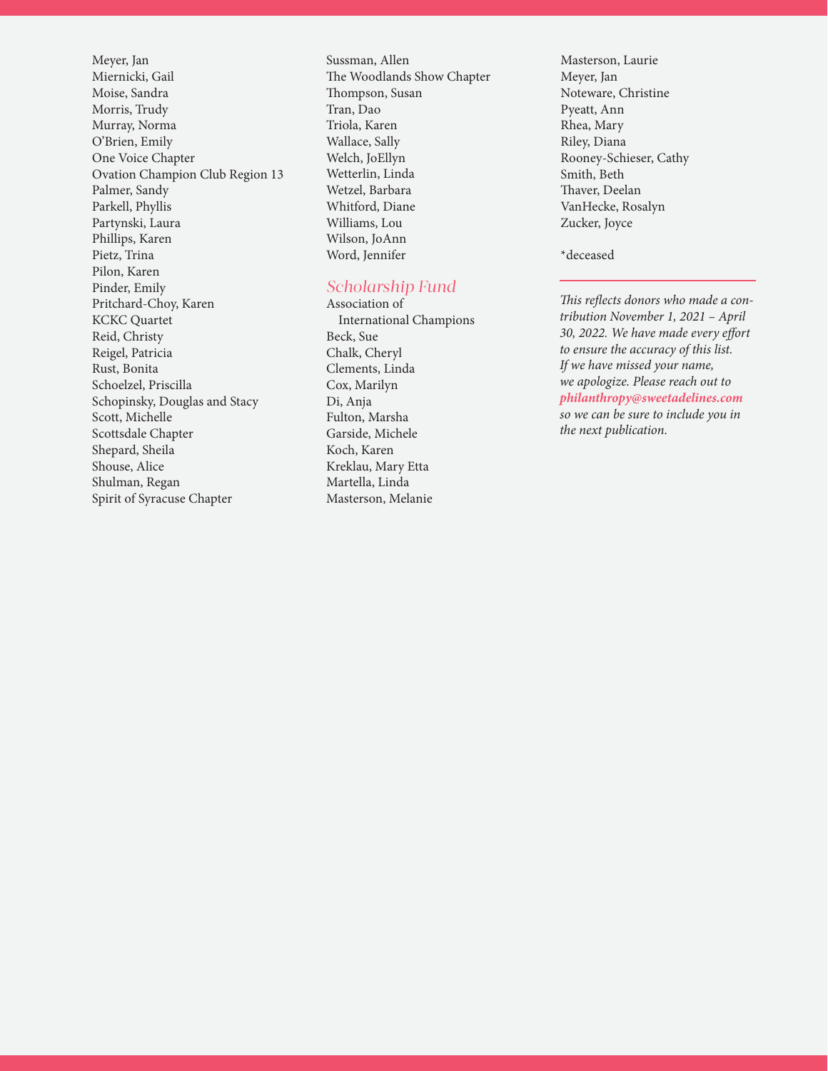Meyer, Jan
Miernicki, Gail
Moise, Sandra
Morris, Trudy
Murray, Norma
O'Brien, Emily
One Voice Chapter
Ovation Champion Club Region 13
Palmer, Sandy
Parkell, Phyllis
Partynski, Laura
Phillips, Karen
Pietz, Trina
Pilon, Karen
Pinder, Emily
Pritchard-Choy, Karen
KCKC Quartet
Reid, Christy
Reigel, Patricia
Rust, Bonita
Schoelzel, Priscilla
Schopinsky, Douglas and Stacy
Scott, Michelle
Scottsdale Chapter
Shepard, Sheila
Shouse, Alice
Shulman, Regan
Spirit of Syracuse Chapter
Sussman, Allen
The Woodlands Show Chapter
Thompson, Susan
Tran, Dao
Triola, Karen
Wallace, Sally
Welch, JoEllyn
Wetterlin, Linda
Wetzel, Barbara
Whitford, Diane
Williams, Lou
Wilson, JoAnn
Word, Jennifer

## Scholarship Fund

Association of International Champions
Beck, Sue
Chalk, Cheryl
Clements, Linda
Cox, Marilyn
Di, Anja
Fulton, Marsha
Garside, Michele
Koch, Karen
Kreklau, Mary Etta
Martella, Linda
Masterson, Melanie
Masterson, Laurie
Meyer, Jan
Noteware, Christine
Pyeatt, Ann
Rhea, Mary
Riley, Diana
Rooney-Schieser, Cathy
Smith, Beth
Thaver, Deelan
VanHecke, Rosalyn
Zucker, Joyce

*deceased

---

*This reflects donors who made a contribution November 1, 2021 – April 30, 2022. We have made every effort to ensure the accuracy of this list. If we have missed your name, we apologize. Please reach out to* ***philanthropy@sweetadelines.com*** *so we can be sure to include you in the next publication.*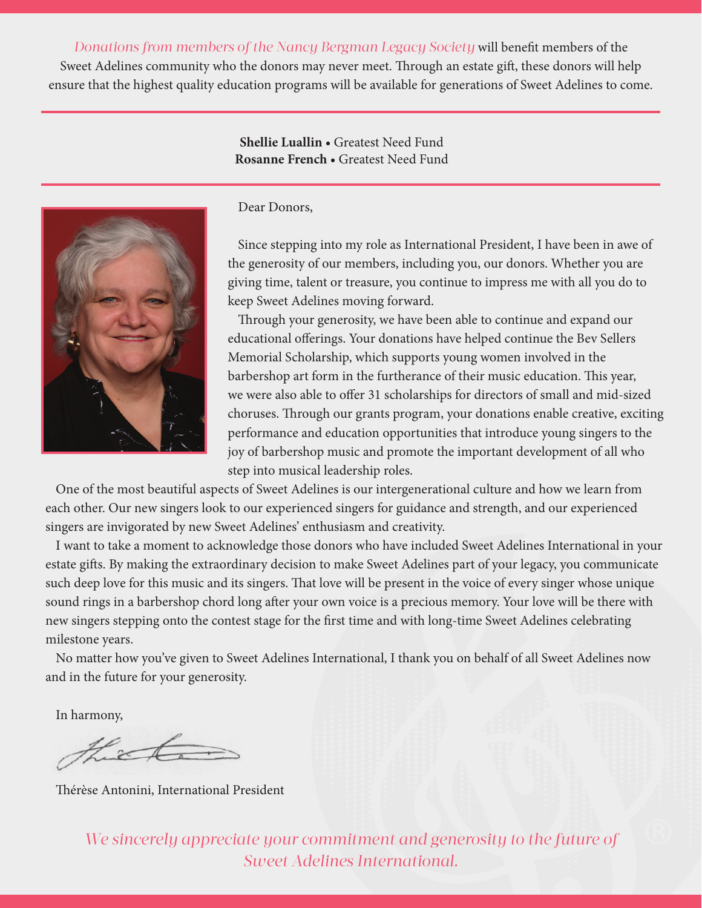*Donations from members of the Nancy Bergman Legacy Society* will benefit members of the Sweet Adelines community who the donors may never meet. Through an estate gift, these donors will help ensure that the highest quality education programs will be available for generations of Sweet Adelines to come.

**Shellie Luallin** • Greatest Need Fund
**Rosanne French** • Greatest Need Fund

Dear Donors,

Since stepping into my role as International President, I have been in awe of the generosity of our members, including you, our donors. Whether you are giving time, talent or treasure, you continue to impress me with all you do to keep Sweet Adelines moving forward.

Through your generosity, we have been able to continue and expand our educational offerings. Your donations have helped continue the Bev Sellers Memorial Scholarship, which supports young women involved in the barbershop art form in the furtherance of their music education. This year, we were also able to offer 31 scholarships for directors of small and mid-sized choruses. Through our grants program, your donations enable creative, exciting performance and education opportunities that introduce young singers to the joy of barbershop music and promote the important development of all who step into musical leadership roles.

One of the most beautiful aspects of Sweet Adelines is our intergenerational culture and how we learn from each other. Our new singers look to our experienced singers for guidance and strength, and our experienced singers are invigorated by new Sweet Adelines' enthusiasm and creativity.

I want to take a moment to acknowledge those donors who have included Sweet Adelines International in your estate gifts. By making the extraordinary decision to make Sweet Adelines part of your legacy, you communicate such deep love for this music and its singers. That love will be present in the voice of every singer whose unique sound rings in a barbershop chord long after your own voice is a precious memory. Your love will be there with new singers stepping onto the contest stage for the first time and with long-time Sweet Adelines celebrating milestone years.

No matter how you've given to Sweet Adelines International, I thank you on behalf of all Sweet Adelines now and in the future for your generosity.

In harmony,

Thérèse Antonini, International President

*We sincerely appreciate your commitment and generosity to the future of Sweet Adelines International.*